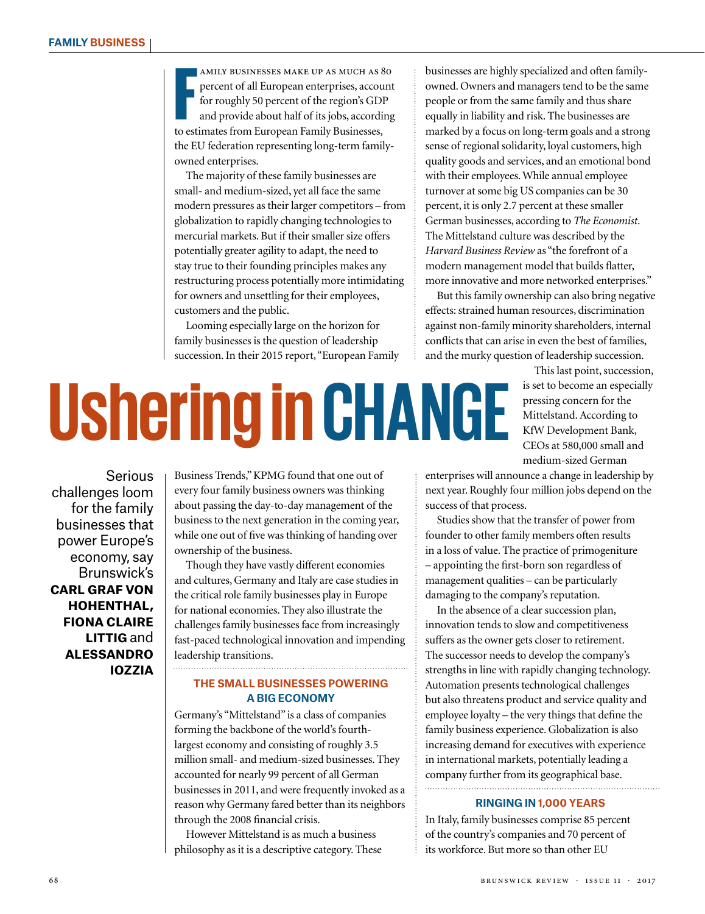# Ushering in CHANGE

Serious challenges loom for the family businesses that power Europe's economy, say Brunswick's **CARL GRAF VON HOHENTHAL, FIONA CLAIRE LITTIG** and **ALESSANDRO IOZZIA**

Family businesses make up as much as 80 percent of all European enterprises, account for roughly 50 percent of the region's GDP and provide about half of its jobs, according to estimates from European Family Businesses, the EU federation representing long-term family-owned enterprises.

The majority of these family businesses are small- and medium-sized, yet all face the same modern pressures as their larger competitors – from globalization to rapidly changing technologies to mercurial markets. But if their smaller size offers potentially greater agility to adapt, the need to stay true to their founding principles makes any restructuring process potentially more intimidating for owners and unsettling for their employees, customers and the public.

Looming especially large on the horizon for family businesses is the question of leadership succession. In their 2015 report, "European Family Business Trends," KPMG found that one out of every four family business owners was thinking about passing the day-to-day management of the business to the next generation in the coming year, while one out of five was thinking of handing over ownership of the business.

Though they have vastly different economies and cultures, Germany and Italy are case studies in the critical role family businesses play in Europe for national economies. They also illustrate the challenges family businesses face from increasingly fast-paced technological innovation and impending leadership transitions.

## THE SMALL BUSINESSES POWERING A BIG ECONOMY

Germany's "Mittelstand" is a class of companies forming the backbone of the world's fourth-largest economy and consisting of roughly 3.5 million small- and medium-sized businesses. They accounted for nearly 99 percent of all German businesses in 2011, and were frequently invoked as a reason why Germany fared better than its neighbors through the 2008 financial crisis.

However Mittelstand is as much a business philosophy as it is a descriptive category. These businesses are highly specialized and often family-owned. Owners and managers tend to be the same people or from the same family and thus share equally in liability and risk. The businesses are marked by a focus on long-term goals and a strong sense of regional solidarity, loyal customers, high quality goods and services, and an emotional bond with their employees. While annual employee turnover at some big US companies can be 30 percent, it is only 2.7 percent at these smaller German businesses, according to *The Economist*. The Mittelstand culture was described by the *Harvard Business Review* as "the forefront of a modern management model that builds flatter, more innovative and more networked enterprises."

But this family ownership can also bring negative effects: strained human resources, discrimination against non-family minority shareholders, internal conflicts that can arise in even the best of families, and the murky question of leadership succession.

This last point, succession, is set to become an especially pressing concern for the Mittelstand. According to KfW Development Bank, CEOs at 580,000 small and medium-sized German enterprises will announce a change in leadership by next year. Roughly four million jobs depend on the success of that process.

Studies show that the transfer of power from founder to other family members often results in a loss of value. The practice of primogeniture – appointing the first-born son regardless of management qualities – can be particularly damaging to the company's reputation.

In the absence of a clear succession plan, innovation tends to slow and competitiveness suffers as the owner gets closer to retirement. The successor needs to develop the company's strengths in line with rapidly changing technology. Automation presents technological challenges but also threatens product and service quality and employee loyalty – the very things that define the family business experience. Globalization is also increasing demand for executives with experience in international markets, potentially leading a company further from its geographical base.

## RINGING IN 1,000 YEARS

In Italy, family businesses comprise 85 percent of the country's companies and 70 percent of its workforce. But more so than other EU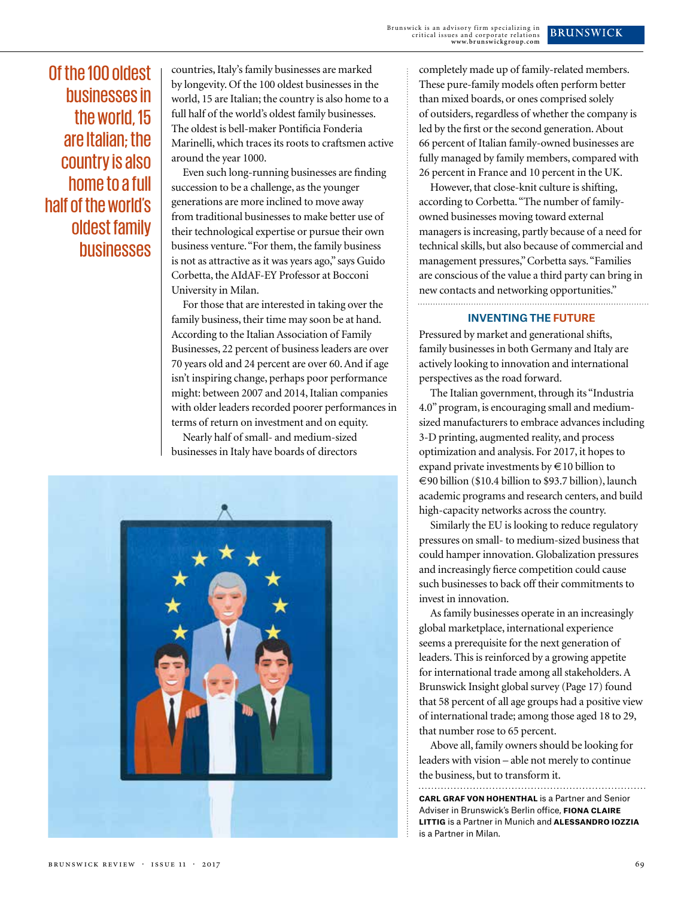Of the 100 oldest businesses in the world, 15 are Italian; the country is also home to a full half of the world's oldest family businesses

countries, Italy's family businesses are marked by longevity. Of the 100 oldest businesses in the world, 15 are Italian; the country is also home to a full half of the world's oldest family businesses. The oldest is bell-maker Pontificia Fonderia Marinelli, which traces its roots to craftsmen active around the year 1000.

Even such long-running businesses are finding succession to be a challenge, as the younger generations are more inclined to move away from traditional businesses to make better use of their technological expertise or pursue their own business venture. "For them, the family business is not as attractive as it was years ago," says Guido Corbetta, the AIdAF-EY Professor at Bocconi University in Milan.

For those that are interested in taking over the family business, their time may soon be at hand. According to the Italian Association of Family Businesses, 22 percent of business leaders are over 70 years old and 24 percent are over 60. And if age isn't inspiring change, perhaps poor performance might: between 2007 and 2014, Italian companies with older leaders recorded poorer performances in terms of return on investment and on equity.

Nearly half of small- and medium-sized businesses in Italy have boards of directors completely made up of family-related members. These pure-family models often perform better than mixed boards, or ones comprised solely of outsiders, regardless of whether the company is led by the first or the second generation. About 66 percent of Italian family-owned businesses are fully managed by family members, compared with 26 percent in France and 10 percent in the UK.

However, that close-knit culture is shifting, according to Corbetta. "The number of family-owned businesses moving toward external managers is increasing, partly because of a need for technical skills, but also because of commercial and management pressures," Corbetta says. "Families are conscious of the value a third party can bring in new contacts and networking opportunities."

## INVENTING THE FUTURE

Pressured by market and generational shifts, family businesses in both Germany and Italy are actively looking to innovation and international perspectives as the road forward.

The Italian government, through its "Industria 4.0" program, is encouraging small and medium-sized manufacturers to embrace advances including 3-D printing, augmented reality, and process optimization and analysis. For 2017, it hopes to expand private investments by €10 billion to €90 billion ($10.4 billion to $93.7 billion), launch academic programs and research centers, and build high-capacity networks across the country.

Similarly the EU is looking to reduce regulatory pressures on small- to medium-sized business that could hamper innovation. Globalization pressures and increasingly fierce competition could cause such businesses to back off their commitments to invest in innovation.

As family businesses operate in an increasingly global marketplace, international experience seems a prerequisite for the next generation of leaders. This is reinforced by a growing appetite for international trade among all stakeholders. A Brunswick Insight global survey (Page 17) found that 58 percent of all age groups had a positive view of international trade; among those aged 18 to 29, that number rose to 65 percent.

Above all, family owners should be looking for leaders with vision – able not merely to continue the business, but to transform it.

**CARL GRAF VON HOHENTHAL** is a Partner and Senior Adviser in Brunswick's Berlin office, **FIONA CLAIRE LITTIG** is a Partner in Munich and **ALESSANDRO IOZZIA** is a Partner in Milan.